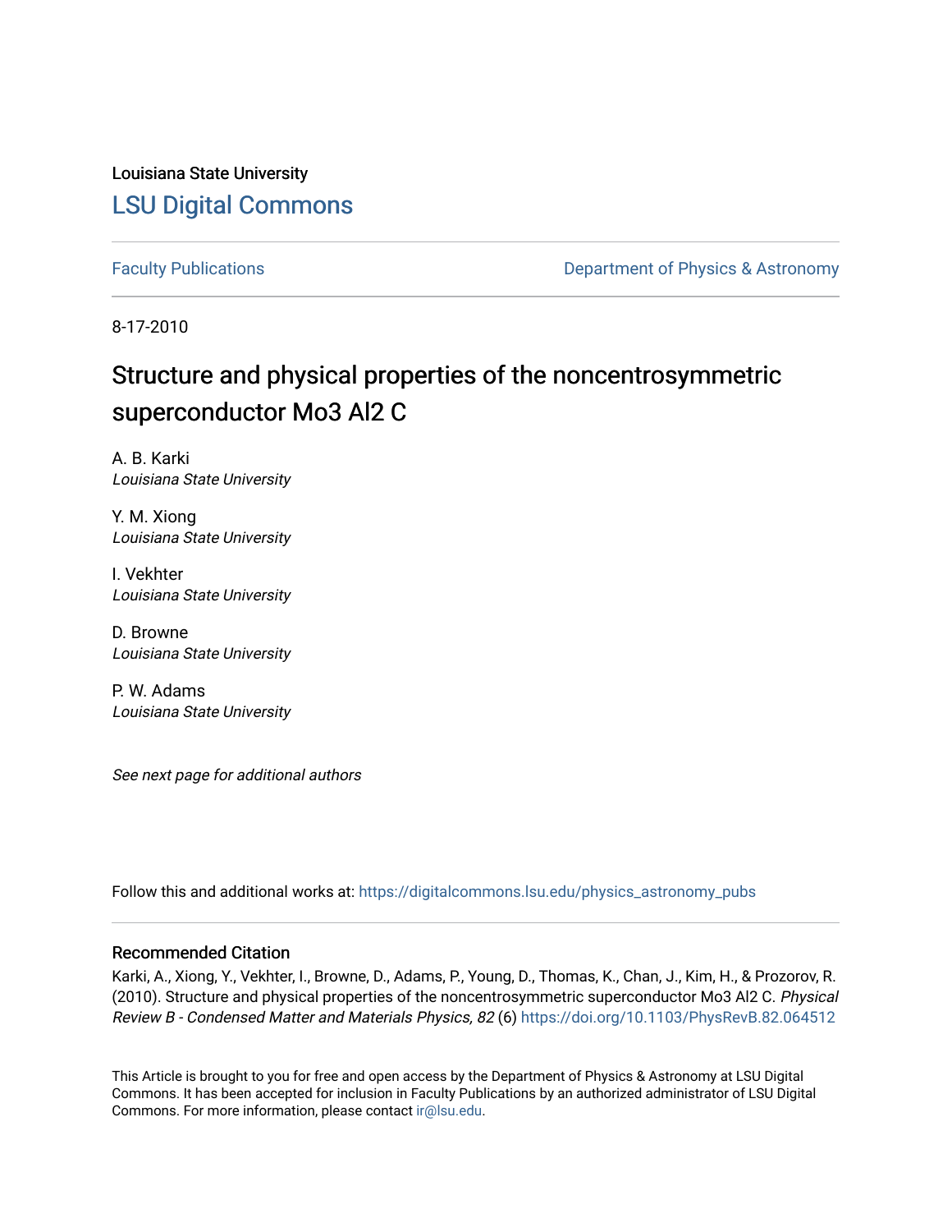Louisiana State University

# LSU Digital Commons

Faculty Publications | Department of Physics & Astronomy

8-17-2010

# Structure and physical properties of the noncentrosymmetric superconductor Mo3 Al2 C

A. B. Karki
*Louisiana State University*

Y. M. Xiong
*Louisiana State University*

I. Vekhter
*Louisiana State University*

D. Browne
*Louisiana State University*

P. W. Adams
*Louisiana State University*

*See next page for additional authors*

Follow this and additional works at: https://digitalcommons.lsu.edu/physics_astronomy_pubs

## Recommended Citation

Karki, A., Xiong, Y., Vekhter, I., Browne, D., Adams, P., Young, D., Thomas, K., Chan, J., Kim, H., & Prozorov, R. (2010). Structure and physical properties of the noncentrosymmetric superconductor Mo3 Al2 C. *Physical Review B - Condensed Matter and Materials Physics, 82* (6) https://doi.org/10.1103/PhysRevB.82.064512

This Article is brought to you for free and open access by the Department of Physics & Astronomy at LSU Digital Commons. It has been accepted for inclusion in Faculty Publications by an authorized administrator of LSU Digital Commons. For more information, please contact ir@lsu.edu.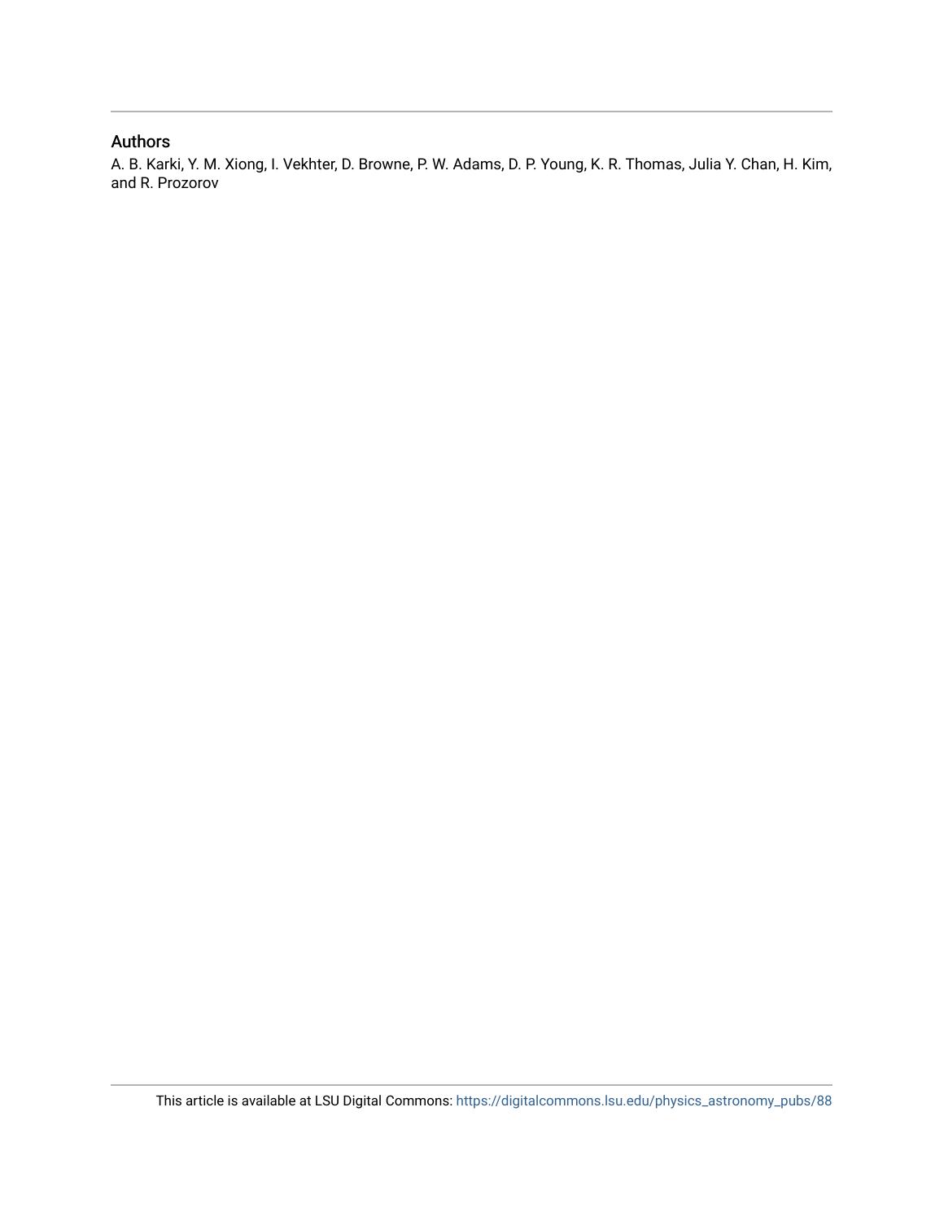## Authors

A. B. Karki, Y. M. Xiong, I. Vekhter, D. Browne, P. W. Adams, D. P. Young, K. R. Thomas, Julia Y. Chan, H. Kim, and R. Prozorov

This article is available at LSU Digital Commons: https://digitalcommons.lsu.edu/physics_astronomy_pubs/88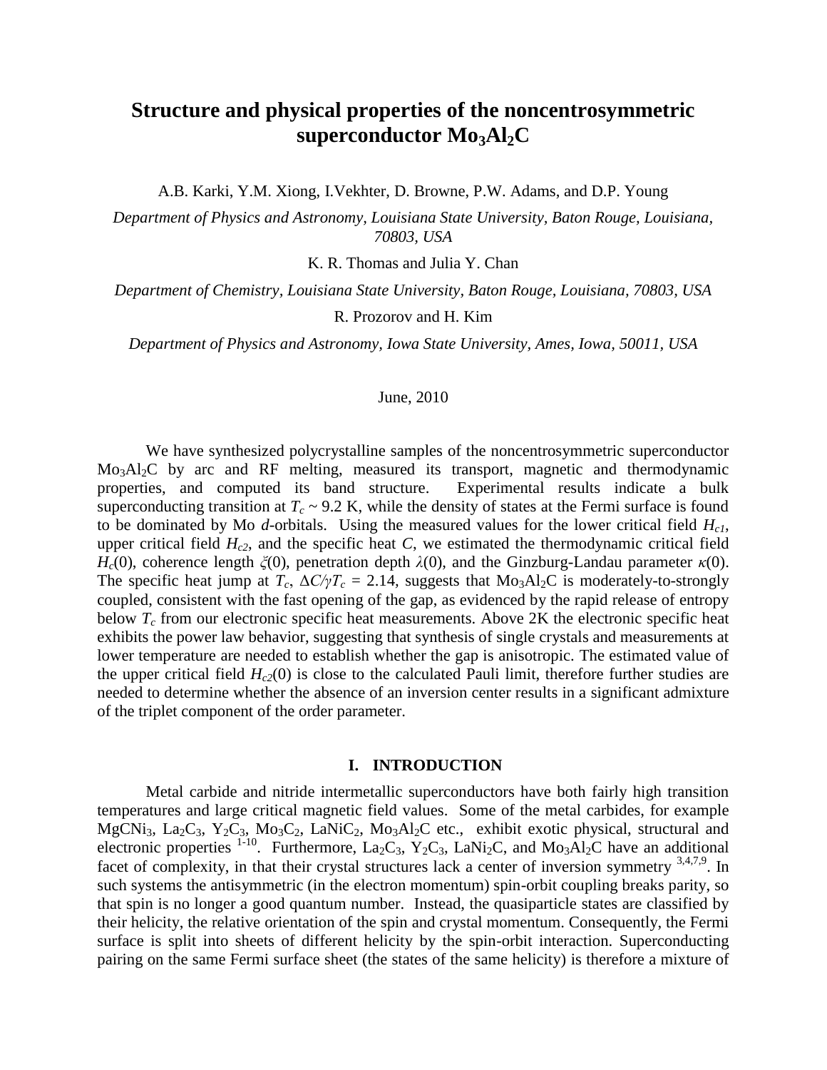# Structure and physical properties of the noncentrosymmetric superconductor $Mo_3Al_2C$

A.B. Karki, Y.M. Xiong, I.Vekhter, D. Browne, P.W. Adams, and D.P. Young

*Department of Physics and Astronomy, Louisiana State University, Baton Rouge, Louisiana, 70803, USA*

K. R. Thomas and Julia Y. Chan

*Department of Chemistry, Louisiana State University, Baton Rouge, Louisiana, 70803, USA*

R. Prozorov and H. Kim

*Department of Physics and Astronomy, Iowa State University, Ames, Iowa, 50011, USA*

June, 2010

We have synthesized polycrystalline samples of the noncentrosymmetric superconductor $Mo_3Al_2C$ by arc and RF melting, measured its transport, magnetic and thermodynamic properties, and computed its band structure. Experimental results indicate a bulk superconducting transition at $T_c \sim 9.2$ K, while the density of states at the Fermi surface is found to be dominated by Mo *d*-orbitals. Using the measured values for the lower critical field $H_{c1}$, upper critical field $H_{c2}$, and the specific heat $C$, we estimated the thermodynamic critical field $H_c(0)$, coherence length $\xi(0)$, penetration depth $\lambda(0)$, and the Ginzburg-Landau parameter $\kappa(0)$. The specific heat jump at $T_c$, $\Delta C/\gamma T_c = 2.14$, suggests that $Mo_3Al_2C$ is moderately-to-strongly coupled, consistent with the fast opening of the gap, as evidenced by the rapid release of entropy below $T_c$ from our electronic specific heat measurements. Above 2K the electronic specific heat exhibits the power law behavior, suggesting that synthesis of single crystals and measurements at lower temperature are needed to establish whether the gap is anisotropic. The estimated value of the upper critical field $H_{c2}(0)$ is close to the calculated Pauli limit, therefore further studies are needed to determine whether the absence of an inversion center results in a significant admixture of the triplet component of the order parameter.

## I. INTRODUCTION

Metal carbide and nitride intermetallic superconductors have both fairly high transition temperatures and large critical magnetic field values. Some of the metal carbides, for example $MgCNi_3$, $La_2C_3$, $Y_2C_3$, $Mo_3C_2$, $LaNiC_2$, $Mo_3Al_2C$ etc., exhibit exotic physical, structural and electronic properties [1-10]. Furthermore, $La_2C_3$, $Y_2C_3$, $LaNi_2C$, and $Mo_3Al_2C$ have an additional facet of complexity, in that their crystal structures lack a center of inversion symmetry [3,4,7,9]. In such systems the antisymmetric (in the electron momentum) spin-orbit coupling breaks parity, so that spin is no longer a good quantum number. Instead, the quasiparticle states are classified by their helicity, the relative orientation of the spin and crystal momentum. Consequently, the Fermi surface is split into sheets of different helicity by the spin-orbit interaction. Superconducting pairing on the same Fermi surface sheet (the states of the same helicity) is therefore a mixture of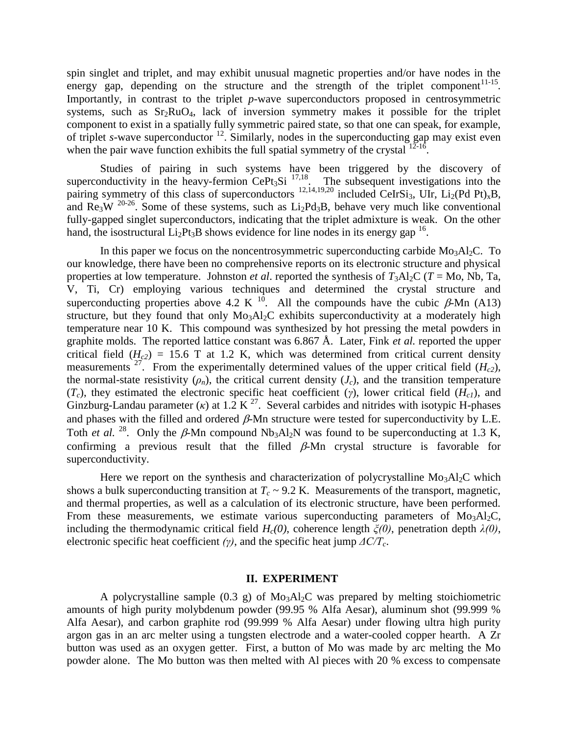spin singlet and triplet, and may exhibit unusual magnetic properties and/or have nodes in the energy gap, depending on the structure and the strength of the triplet component[11-15]. Importantly, in contrast to the triplet *p*-wave superconductors proposed in centrosymmetric systems, such as $Sr_2RuO_4$, lack of inversion symmetry makes it possible for the triplet component to exist in a spatially fully symmetric paired state, so that one can speak, for example, of triplet *s*-wave superconductor [12]. Similarly, nodes in the superconducting gap may exist even when the pair wave function exhibits the full spatial symmetry of the crystal [12-16].

Studies of pairing in such systems have been triggered by the discovery of superconductivity in the heavy-fermion $CePt_3Si$ [17,18]. The subsequent investigations into the pairing symmetry of this class of superconductors [12,14,19,20] included $CeIrSi_3$, UIr, $Li_2(Pd\ Pt)_xB$, and $Re_3W$ [20-26]. Some of these systems, such as $Li_2Pd_3B$, behave very much like conventional fully-gapped singlet superconductors, indicating that the triplet admixture is weak. On the other hand, the isostructural $Li_2Pt_3B$ shows evidence for line nodes in its energy gap [16].

In this paper we focus on the noncentrosymmetric superconducting carbide $Mo_3Al_2C$. To our knowledge, there have been no comprehensive reports on its electronic structure and physical properties at low temperature. Johnston *et al*. reported the synthesis of $T_3Al_2C$ ($T$ = Mo, Nb, Ta, V, Ti, Cr) employing various techniques and determined the crystal structure and superconducting properties above 4.2 K [10]. All the compounds have the cubic $\beta$-Mn (A13) structure, but they found that only $Mo_3Al_2C$ exhibits superconductivity at a moderately high temperature near 10 K. This compound was synthesized by hot pressing the metal powders in graphite molds. The reported lattice constant was 6.867 Å. Later, Fink *et al.* reported the upper critical field ($H_{c2}$) = 15.6 T at 1.2 K, which was determined from critical current density measurements [27]. From the experimentally determined values of the upper critical field ($H_{c2}$), the normal-state resistivity ($\rho_n$), the critical current density ($J_c$), and the transition temperature ($T_c$), they estimated the electronic specific heat coefficient ($\gamma$), lower critical field ($H_{c1}$), and Ginzburg-Landau parameter ($\kappa$) at 1.2 K [27]. Several carbides and nitrides with isotypic H-phases and phases with the filled and ordered $\beta$-Mn structure were tested for superconductivity by L.E. Toth *et al.* [28]. Only the $\beta$-Mn compound $Nb_3Al_2N$ was found to be superconducting at 1.3 K, confirming a previous result that the filled $\beta$-Mn crystal structure is favorable for superconductivity.

Here we report on the synthesis and characterization of polycrystalline $Mo_3Al_2C$ which shows a bulk superconducting transition at $T_c \sim 9.2$ K. Measurements of the transport, magnetic, and thermal properties, as well as a calculation of its electronic structure, have been performed. From these measurements, we estimate various superconducting parameters of $Mo_3Al_2C$, including the thermodynamic critical field $H_c(0)$, coherence length $\xi(0)$, penetration depth $\lambda(0)$, electronic specific heat coefficient ($\gamma$), and the specific heat jump $\Delta C/T_c$.

## II. EXPERIMENT

A polycrystalline sample (0.3 g) of $Mo_3Al_2C$ was prepared by melting stoichiometric amounts of high purity molybdenum powder (99.95 % Alfa Aesar), aluminum shot (99.999 % Alfa Aesar), and carbon graphite rod (99.999 % Alfa Aesar) under flowing ultra high purity argon gas in an arc melter using a tungsten electrode and a water-cooled copper hearth. A Zr button was used as an oxygen getter. First, a button of Mo was made by arc melting the Mo powder alone. The Mo button was then melted with Al pieces with 20 % excess to compensate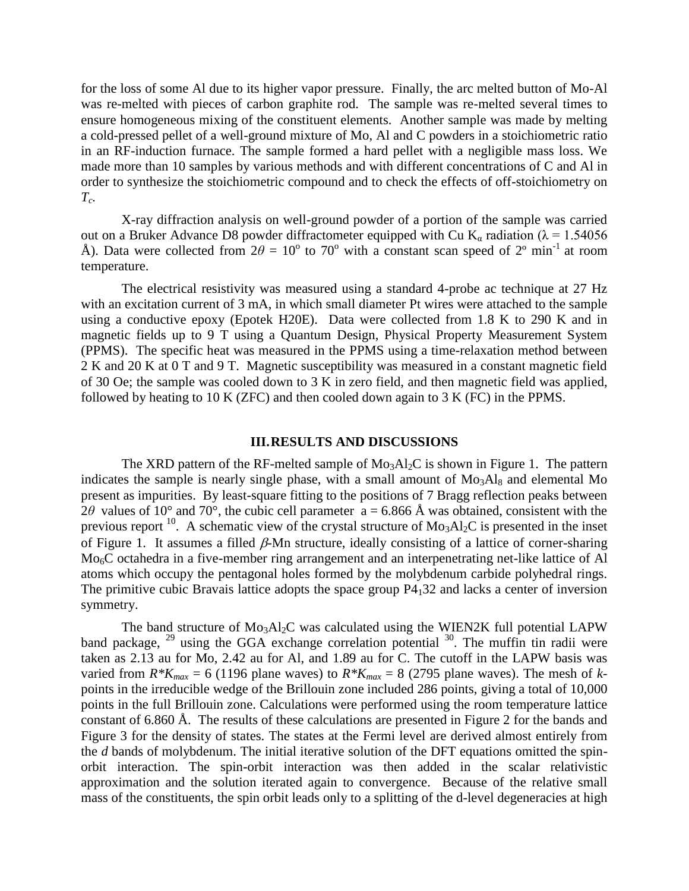for the loss of some Al due to its higher vapor pressure. Finally, the arc melted button of Mo-Al was re-melted with pieces of carbon graphite rod. The sample was re-melted several times to ensure homogeneous mixing of the constituent elements. Another sample was made by melting a cold-pressed pellet of a well-ground mixture of Mo, Al and C powders in a stoichiometric ratio in an RF-induction furnace. The sample formed a hard pellet with a negligible mass loss. We made more than 10 samples by various methods and with different concentrations of C and Al in order to synthesize the stoichiometric compound and to check the effects of off-stoichiometry on $T_c$.

X-ray diffraction analysis on well-ground powder of a portion of the sample was carried out on a Bruker Advance D8 powder diffractometer equipped with Cu $K_\alpha$ radiation ($\lambda$ = 1.54056 Å). Data were collected from $2\theta = 10^o$ to $70^o$ with a constant scan speed of $2^o$ $min^{-1}$ at room temperature.

The electrical resistivity was measured using a standard 4-probe ac technique at 27 Hz with an excitation current of 3 mA, in which small diameter Pt wires were attached to the sample using a conductive epoxy (Epotek H20E). Data were collected from 1.8 K to 290 K and in magnetic fields up to 9 T using a Quantum Design, Physical Property Measurement System (PPMS). The specific heat was measured in the PPMS using a time-relaxation method between 2 K and 20 K at 0 T and 9 T. Magnetic susceptibility was measured in a constant magnetic field of 30 Oe; the sample was cooled down to 3 K in zero field, and then magnetic field was applied, followed by heating to 10 K (ZFC) and then cooled down again to 3 K (FC) in the PPMS.

## III. RESULTS AND DISCUSSIONS

The XRD pattern of the RF-melted sample of $Mo_3Al_2C$ is shown in Figure 1. The pattern indicates the sample is nearly single phase, with a small amount of $Mo_3Al_8$ and elemental Mo present as impurities. By least-square fitting to the positions of 7 Bragg reflection peaks between $2\theta$ values of 10° and 70°, the cubic cell parameter a = 6.866 Å was obtained, consistent with the previous report [10]. A schematic view of the crystal structure of $Mo_3Al_2C$ is presented in the inset of Figure 1. It assumes a filled $\beta$-Mn structure, ideally consisting of a lattice of corner-sharing $Mo_6C$ octahedra in a five-member ring arrangement and an interpenetrating net-like lattice of Al atoms which occupy the pentagonal holes formed by the molybdenum carbide polyhedral rings. The primitive cubic Bravais lattice adopts the space group $P4_132$ and lacks a center of inversion symmetry.

The band structure of $Mo_3Al_2C$ was calculated using the WIEN2K full potential LAPW band package, [29] using the GGA exchange correlation potential [30]. The muffin tin radii were taken as 2.13 au for Mo, 2.42 au for Al, and 1.89 au for C. The cutoff in the LAPW basis was varied from $R^*K_{max} = 6$ (1196 plane waves) to $R^*K_{max} = 8$ (2795 plane waves). The mesh of *k*-points in the irreducible wedge of the Brillouin zone included 286 points, giving a total of 10,000 points in the full Brillouin zone. Calculations were performed using the room temperature lattice constant of 6.860 Å. The results of these calculations are presented in Figure 2 for the bands and Figure 3 for the density of states. The states at the Fermi level are derived almost entirely from the *d* bands of molybdenum. The initial iterative solution of the DFT equations omitted the spin-orbit interaction. The spin-orbit interaction was then added in the scalar relativistic approximation and the solution iterated again to convergence. Because of the relative small mass of the constituents, the spin orbit leads only to a splitting of the d-level degeneracies at high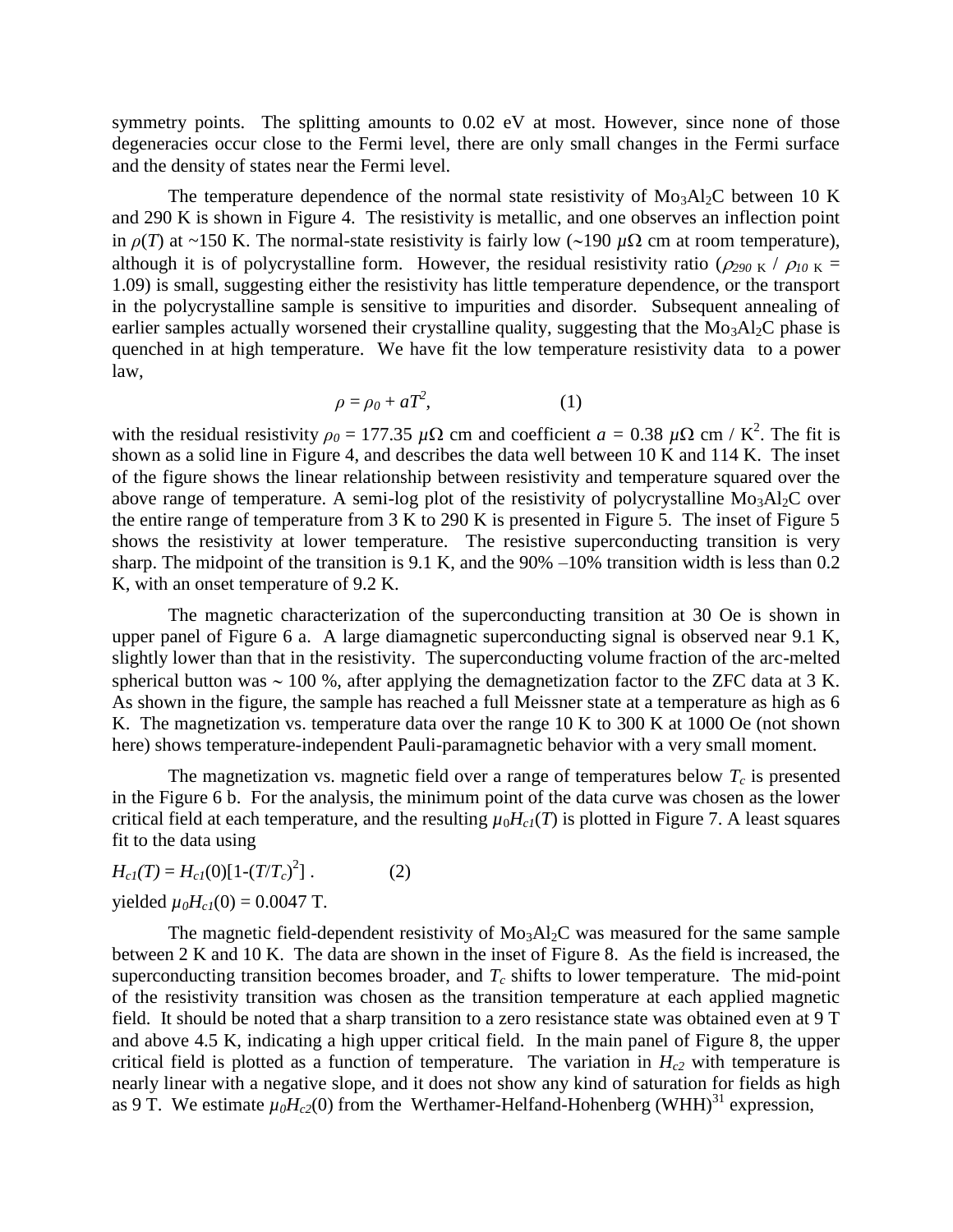symmetry points. The splitting amounts to 0.02 eV at most. However, since none of those degeneracies occur close to the Fermi level, there are only small changes in the Fermi surface and the density of states near the Fermi level.

The temperature dependence of the normal state resistivity of $Mo_3Al_2C$ between 10 K and 290 K is shown in Figure 4. The resistivity is metallic, and one observes an inflection point in $\rho(T)$ at ~150 K. The normal-state resistivity is fairly low (~190 $\mu\Omega$ cm at room temperature), although it is of polycrystalline form. However, the residual resistivity ratio ($\rho_{290\ K}$ / $\rho_{10\ K}$ = 1.09) is small, suggesting either the resistivity has little temperature dependence, or the transport in the polycrystalline sample is sensitive to impurities and disorder. Subsequent annealing of earlier samples actually worsened their crystalline quality, suggesting that the $Mo_3Al_2C$ phase is quenched in at high temperature. We have fit the low temperature resistivity data to a power law,

$$\rho = \rho_0 + aT^2, \qquad (1)$$

with the residual resistivity $\rho_0$ = 177.35 $\mu\Omega$ cm and coefficient $a$ = 0.38 $\mu\Omega$ cm / $K^2$. The fit is shown as a solid line in Figure 4, and describes the data well between 10 K and 114 K. The inset of the figure shows the linear relationship between resistivity and temperature squared over the above range of temperature. A semi-log plot of the resistivity of polycrystalline $Mo_3Al_2C$ over the entire range of temperature from 3 K to 290 K is presented in Figure 5. The inset of Figure 5 shows the resistivity at lower temperature. The resistive superconducting transition is very sharp. The midpoint of the transition is 9.1 K, and the 90% –10% transition width is less than 0.2 K, with an onset temperature of 9.2 K.

The magnetic characterization of the superconducting transition at 30 Oe is shown in upper panel of Figure 6 a. A large diamagnetic superconducting signal is observed near 9.1 K, slightly lower than that in the resistivity. The superconducting volume fraction of the arc-melted spherical button was ~ 100 %, after applying the demagnetization factor to the ZFC data at 3 K. As shown in the figure, the sample has reached a full Meissner state at a temperature as high as 6 K. The magnetization vs. temperature data over the range 10 K to 300 K at 1000 Oe (not shown here) shows temperature-independent Pauli-paramagnetic behavior with a very small moment.

The magnetization vs. magnetic field over a range of temperatures below $T_c$ is presented in the Figure 6 b. For the analysis, the minimum point of the data curve was chosen as the lower critical field at each temperature, and the resulting $\mu_0 H_{c1}(T)$ is plotted in Figure 7. A least squares fit to the data using

$$H_{c1}(T) = H_{c1}(0)[1-(T/T_c)^2] \ . \qquad (2)$$

yielded $\mu_0 H_{c1}(0)$ = 0.0047 T.

The magnetic field-dependent resistivity of $Mo_3Al_2C$ was measured for the same sample between 2 K and 10 K. The data are shown in the inset of Figure 8. As the field is increased, the superconducting transition becomes broader, and $T_c$ shifts to lower temperature. The mid-point of the resistivity transition was chosen as the transition temperature at each applied magnetic field. It should be noted that a sharp transition to a zero resistance state was obtained even at 9 T and above 4.5 K, indicating a high upper critical field. In the main panel of Figure 8, the upper critical field is plotted as a function of temperature. The variation in $H_{c2}$ with temperature is nearly linear with a negative slope, and it does not show any kind of saturation for fields as high as 9 T. We estimate $\mu_0 H_{c2}(0)$ from the Werthamer-Helfand-Hohenberg (WHH)[31] expression,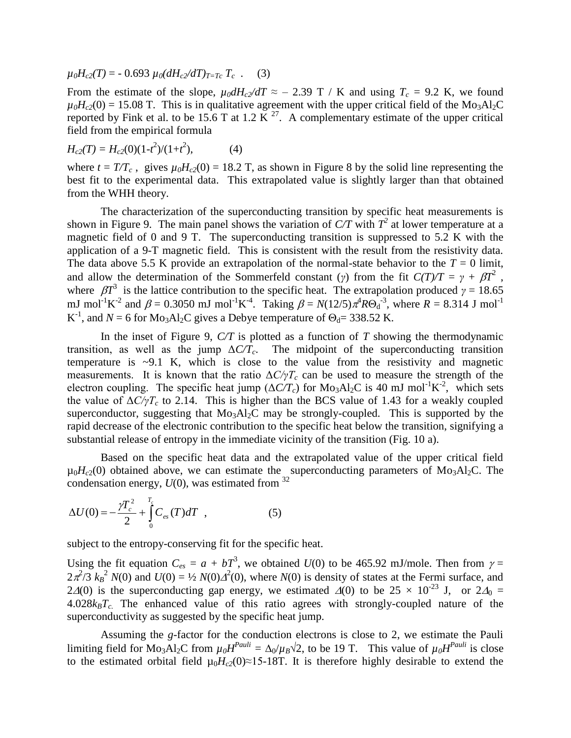$$\mu_0 H_{c2}(T) = -\,0.693\;\mu_0 (dH_{c2}/dT)_{T=Tc}\;T_c\ . \qquad (3)$$

From the estimate of the slope, $\mu_0 dH_{c2}/dT \approx -2.39$ T / K and using $T_c = 9.2$ K, we found $\mu_0 H_{c2}(0) = 15.08$ T. This is in qualitative agreement with the upper critical field of the $Mo_3Al_2C$ reported by Fink et al. to be 15.6 T at 1.2 K [27]. A complementary estimate of the upper critical field from the empirical formula

$$H_{c2}(T) = H_{c2}(0)(1-t^2)/(1+t^2), \qquad (4)$$

where $t = T/T_c$, gives $\mu_0 H_{c2}(0) = 18.2$ T, as shown in Figure 8 by the solid line representing the best fit to the experimental data. This extrapolated value is slightly larger than that obtained from the WHH theory.

The characterization of the superconducting transition by specific heat measurements is shown in Figure 9. The main panel shows the variation of $C/T$ with $T^2$ at lower temperature at a magnetic field of 0 and 9 T. The superconducting transition is suppressed to 5.2 K with the application of a 9-T magnetic field. This is consistent with the result from the resistivity data. The data above 5.5 K provide an extrapolation of the normal-state behavior to the $T = 0$ limit, and allow the determination of the Sommerfeld constant ($\gamma$) from the fit $C(T)/T = \gamma + \beta T^2$, where $\beta T^3$ is the lattice contribution to the specific heat. The extrapolation produced $\gamma = 18.65$ mJ mol$^{-1}$K$^{-2}$ and $\beta = 0.3050$ mJ mol$^{-1}$K$^{-4}$. Taking $\beta = N(12/5)\pi^4 R\Theta_d^{-3}$, where $R = 8.314$ J mol$^{-1}$ K$^{-1}$, and $N = 6$ for $Mo_3Al_2C$ gives a Debye temperature of $\Theta_d = 338.52$ K.

In the inset of Figure 9, $C/T$ is plotted as a function of $T$ showing the thermodynamic transition, as well as the jump $\Delta C/T_c$. The midpoint of the superconducting transition temperature is ~9.1 K, which is close to the value from the resistivity and magnetic measurements. It is known that the ratio $\Delta C/\gamma T_c$ can be used to measure the strength of the electron coupling. The specific heat jump ($\Delta C/T_c$) for $Mo_3Al_2C$ is 40 mJ mol$^{-1}$K$^{-2}$, which sets the value of $\Delta C/\gamma T_c$ to 2.14. This is higher than the BCS value of 1.43 for a weakly coupled superconductor, suggesting that $Mo_3Al_2C$ may be strongly-coupled. This is supported by the rapid decrease of the electronic contribution to the specific heat below the transition, signifying a substantial release of entropy in the immediate vicinity of the transition (Fig. 10 a).

Based on the specific heat data and the extrapolated value of the upper critical field $\mu_0 H_{c2}(0)$ obtained above, we can estimate the superconducting parameters of $Mo_3Al_2C$. The condensation energy, $U(0)$, was estimated from [32]

$$\Delta U(0) = -\frac{\gamma T_c^2}{2} + \int_0^{T_c} C_{es}(T)dT\ , \qquad (5)$$

subject to the entropy-conserving fit for the specific heat.

Using the fit equation $C_{es} = a + bT^3$, we obtained $U(0)$ to be 465.92 mJ/mole. Then from $\gamma = 2\pi^2/3\, k_B^2\, N(0)$ and $U(0) = ½\, N(0)\Delta^2(0)$, where $N(0)$ is density of states at the Fermi surface, and $2\Delta(0)$ is the superconducting gap energy, we estimated $\Delta(0)$ to be $25 \times 10^{-23}$ J, or $2\Delta_0 = 4.028 k_B T_c$. The enhanced value of this ratio agrees with strongly-coupled nature of the superconductivity as suggested by the specific heat jump.

Assuming the $g$-factor for the conduction electrons is close to 2, we estimate the Pauli limiting field for $Mo_3Al_2C$ from $\mu_0 H^{Pauli} = \Delta_0/\mu_B\sqrt{2}$, to be 19 T. This value of $\mu_0 H^{Pauli}$ is close to the estimated orbital field $\mu_0 H_{c2}(0) \approx 15$-18T. It is therefore highly desirable to extend the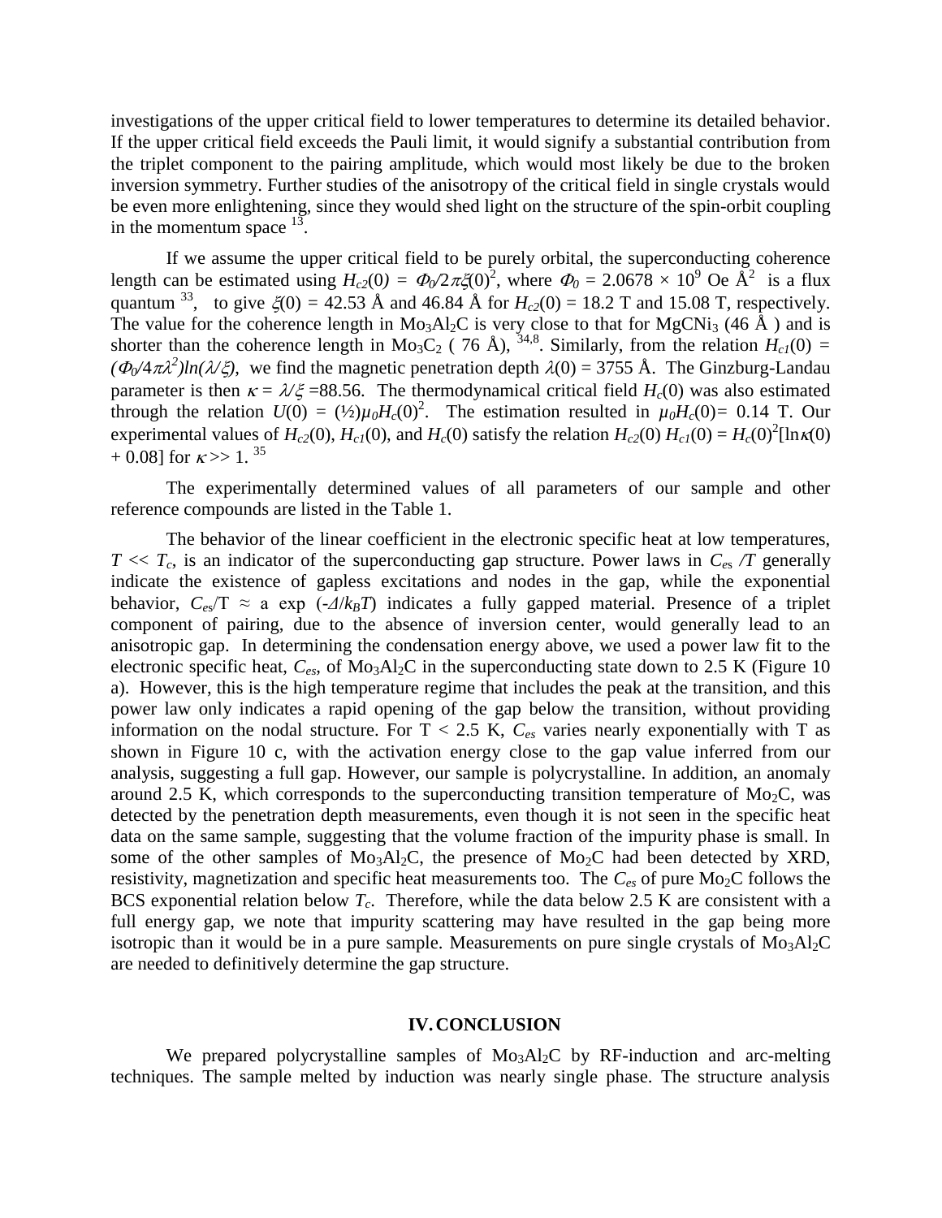investigations of the upper critical field to lower temperatures to determine its detailed behavior. If the upper critical field exceeds the Pauli limit, it would signify a substantial contribution from the triplet component to the pairing amplitude, which would most likely be due to the broken inversion symmetry. Further studies of the anisotropy of the critical field in single crystals would be even more enlightening, since they would shed light on the structure of the spin-orbit coupling in the momentum space [13].

If we assume the upper critical field to be purely orbital, the superconducting coherence length can be estimated using $H_{c2}(0) = \Phi_0/2\pi\xi(0)^2$, where $\Phi_0 = 2.0678 \times 10^9$ Oe Å$^2$ is a flux quantum [33], to give $\xi(0) = 42.53$ Å and 46.84 Å for $H_{c2}(0) = 18.2$ T and 15.08 T, respectively. The value for the coherence length in $Mo_3Al_2C$ is very close to that for $MgCNi_3$ (46 Å ) and is shorter than the coherence length in $Mo_3C_2$ ( 76 Å), [34,8]. Similarly, from the relation $H_{c1}(0) = (\Phi_0/4\pi\lambda^2)ln(\lambda/\xi)$, we find the magnetic penetration depth $\lambda(0) = 3755$ Å. The Ginzburg-Landau parameter is then $\kappa = \lambda/\xi = 88.56$. The thermodynamical critical field $H_c(0)$ was also estimated through the relation $U(0) = (½)\mu_0 H_c(0)^2$. The estimation resulted in $\mu_0 H_c(0) = 0.14$ T. Our experimental values of $H_{c2}(0)$, $H_{c1}(0)$, and $H_c(0)$ satisfy the relation $H_{c2}(0)\, H_{c1}(0) = H_c(0)^2[\ln\kappa(0) + 0.08]$ for $\kappa >> 1$. [35]

The experimentally determined values of all parameters of our sample and other reference compounds are listed in the Table 1.

The behavior of the linear coefficient in the electronic specific heat at low temperatures, $T << T_c$, is an indicator of the superconducting gap structure. Power laws in $C_{es}/T$ generally indicate the existence of gapless excitations and nodes in the gap, while the exponential behavior, $C_{es}/T \approx a \exp(-\Delta/k_B T)$ indicates a fully gapped material. Presence of a triplet component of pairing, due to the absence of inversion center, would generally lead to an anisotropic gap. In determining the condensation energy above, we used a power law fit to the electronic specific heat, $C_{es}$, of $Mo_3Al_2C$ in the superconducting state down to 2.5 K (Figure 10 a). However, this is the high temperature regime that includes the peak at the transition, and this power law only indicates a rapid opening of the gap below the transition, without providing information on the nodal structure. For T < 2.5 K, $C_{es}$ varies nearly exponentially with T as shown in Figure 10 c, with the activation energy close to the gap value inferred from our analysis, suggesting a full gap. However, our sample is polycrystalline. In addition, an anomaly around 2.5 K, which corresponds to the superconducting transition temperature of $Mo_2C$, was detected by the penetration depth measurements, even though it is not seen in the specific heat data on the same sample, suggesting that the volume fraction of the impurity phase is small. In some of the other samples of $Mo_3Al_2C$, the presence of $Mo_2C$ had been detected by XRD, resistivity, magnetization and specific heat measurements too. The $C_{es}$ of pure $Mo_2C$ follows the BCS exponential relation below $T_c$. Therefore, while the data below 2.5 K are consistent with a full energy gap, we note that impurity scattering may have resulted in the gap being more isotropic than it would be in a pure sample. Measurements on pure single crystals of $Mo_3Al_2C$ are needed to definitively determine the gap structure.

## IV. CONCLUSION

We prepared polycrystalline samples of $Mo_3Al_2C$ by RF-induction and arc-melting techniques. The sample melted by induction was nearly single phase. The structure analysis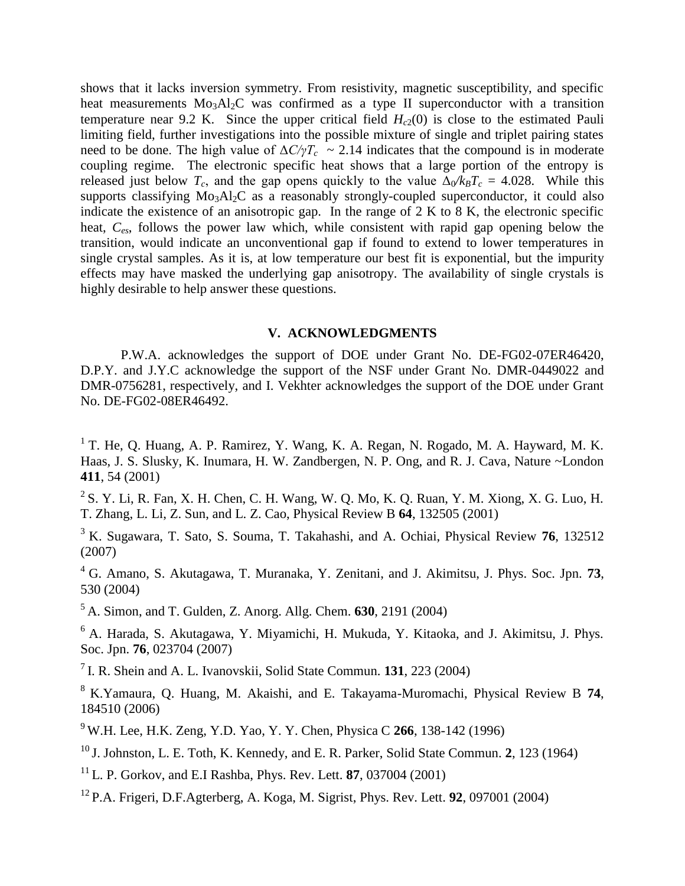shows that it lacks inversion symmetry. From resistivity, magnetic susceptibility, and specific heat measurements $Mo_3Al_2C$ was confirmed as a type II superconductor with a transition temperature near 9.2 K. Since the upper critical field $H_{c2}(0)$ is close to the estimated Pauli limiting field, further investigations into the possible mixture of single and triplet pairing states need to be done. The high value of $\Delta C/\gamma T_c$ ~ 2.14 indicates that the compound is in moderate coupling regime. The electronic specific heat shows that a large portion of the entropy is released just below $T_c$, and the gap opens quickly to the value $\Delta_0/k_BT_c$ = 4.028. While this supports classifying $Mo_3Al_2C$ as a reasonably strongly-coupled superconductor, it could also indicate the existence of an anisotropic gap. In the range of 2 K to 8 K, the electronic specific heat, $C_{es}$, follows the power law which, while consistent with rapid gap opening below the transition, would indicate an unconventional gap if found to extend to lower temperatures in single crystal samples. As it is, at low temperature our best fit is exponential, but the impurity effects may have masked the underlying gap anisotropy. The availability of single crystals is highly desirable to help answer these questions.

## V. ACKNOWLEDGMENTS

P.W.A. acknowledges the support of DOE under Grant No. DE-FG02-07ER46420, D.P.Y. and J.Y.C acknowledge the support of the NSF under Grant No. DMR-0449022 and DMR-0756281, respectively, and I. Vekhter acknowledges the support of the DOE under Grant No. DE-FG02-08ER46492.

[1] T. He, Q. Huang, A. P. Ramirez, Y. Wang, K. A. Regan, N. Rogado, M. A. Hayward, M. K. Haas, J. S. Slusky, K. Inumara, H. W. Zandbergen, N. P. Ong, and R. J. Cava, Nature ~London **411**, 54 (2001)

[2] S. Y. Li, R. Fan, X. H. Chen, C. H. Wang, W. Q. Mo, K. Q. Ruan, Y. M. Xiong, X. G. Luo, H. T. Zhang, L. Li, Z. Sun, and L. Z. Cao, Physical Review B **64**, 132505 (2001)

[3] K. Sugawara, T. Sato, S. Souma, T. Takahashi, and A. Ochiai, Physical Review **76**, 132512 (2007)

[4] G. Amano, S. Akutagawa, T. Muranaka, Y. Zenitani, and J. Akimitsu, J. Phys. Soc. Jpn. **73**, 530 (2004)

[5] A. Simon, and T. Gulden, Z. Anorg. Allg. Chem. **630**, 2191 (2004)

[6] A. Harada, S. Akutagawa, Y. Miyamichi, H. Mukuda, Y. Kitaoka, and J. Akimitsu, J. Phys. Soc. Jpn. **76**, 023704 (2007)

[7] I. R. Shein and A. L. Ivanovskii, Solid State Commun. **131**, 223 (2004)

[8] K.Yamaura, Q. Huang, M. Akaishi, and E. Takayama-Muromachi, Physical Review B **74**, 184510 (2006)

[9] W.H. Lee, H.K. Zeng, Y.D. Yao, Y. Y. Chen, Physica C **266**, 138-142 (1996)

[10] J. Johnston, L. E. Toth, K. Kennedy, and E. R. Parker, Solid State Commun. **2**, 123 (1964)

[11] L. P. Gorkov, and E.I Rashba, Phys. Rev. Lett. **87**, 037004 (2001)

[12] P.A. Frigeri, D.F.Agterberg, A. Koga, M. Sigrist, Phys. Rev. Lett. **92**, 097001 (2004)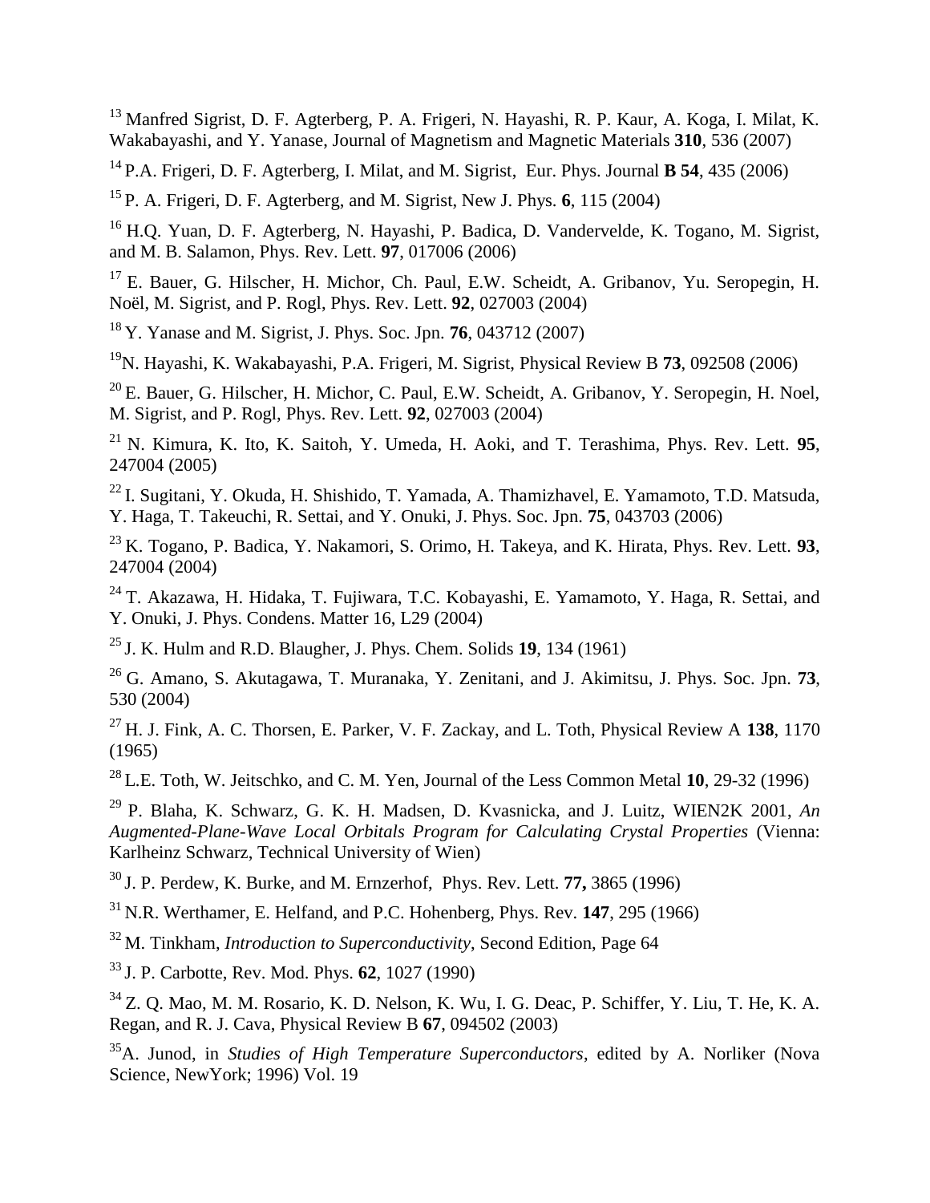[13] Manfred Sigrist, D. F. Agterberg, P. A. Frigeri, N. Hayashi, R. P. Kaur, A. Koga, I. Milat, K. Wakabayashi, and Y. Yanase, Journal of Magnetism and Magnetic Materials **310**, 536 (2007)

[14] P.A. Frigeri, D. F. Agterberg, I. Milat, and M. Sigrist, Eur. Phys. Journal **B 54**, 435 (2006)

[15] P. A. Frigeri, D. F. Agterberg, and M. Sigrist, New J. Phys. **6**, 115 (2004)

[16] H.Q. Yuan, D. F. Agterberg, N. Hayashi, P. Badica, D. Vandervelde, K. Togano, M. Sigrist, and M. B. Salamon, Phys. Rev. Lett. **97**, 017006 (2006)

[17] E. Bauer, G. Hilscher, H. Michor, Ch. Paul, E.W. Scheidt, A. Gribanov, Yu. Seropegin, H. Noël, M. Sigrist, and P. Rogl, Phys. Rev. Lett. **92**, 027003 (2004)

[18] Y. Yanase and M. Sigrist, J. Phys. Soc. Jpn. **76**, 043712 (2007)

[19] N. Hayashi, K. Wakabayashi, P.A. Frigeri, M. Sigrist, Physical Review B **73**, 092508 (2006)

[20] E. Bauer, G. Hilscher, H. Michor, C. Paul, E.W. Scheidt, A. Gribanov, Y. Seropegin, H. Noel, M. Sigrist, and P. Rogl, Phys. Rev. Lett. **92**, 027003 (2004)

[21] N. Kimura, K. Ito, K. Saitoh, Y. Umeda, H. Aoki, and T. Terashima, Phys. Rev. Lett. **95**, 247004 (2005)

[22] I. Sugitani, Y. Okuda, H. Shishido, T. Yamada, A. Thamizhavel, E. Yamamoto, T.D. Matsuda, Y. Haga, T. Takeuchi, R. Settai, and Y. Onuki, J. Phys. Soc. Jpn. **75**, 043703 (2006)

[23] K. Togano, P. Badica, Y. Nakamori, S. Orimo, H. Takeya, and K. Hirata, Phys. Rev. Lett. **93**, 247004 (2004)

[24] T. Akazawa, H. Hidaka, T. Fujiwara, T.C. Kobayashi, E. Yamamoto, Y. Haga, R. Settai, and Y. Onuki, J. Phys. Condens. Matter 16, L29 (2004)

[25] J. K. Hulm and R.D. Blaugher, J. Phys. Chem. Solids **19**, 134 (1961)

[26] G. Amano, S. Akutagawa, T. Muranaka, Y. Zenitani, and J. Akimitsu, J. Phys. Soc. Jpn. **73**, 530 (2004)

[27] H. J. Fink, A. C. Thorsen, E. Parker, V. F. Zackay, and L. Toth, Physical Review A **138**, 1170 (1965)

[28] L.E. Toth, W. Jeitschko, and C. M. Yen, Journal of the Less Common Metal **10**, 29-32 (1996)

[29] P. Blaha, K. Schwarz, G. K. H. Madsen, D. Kvasnicka, and J. Luitz, WIEN2K 2001, *An Augmented-Plane-Wave Local Orbitals Program for Calculating Crystal Properties* (Vienna: Karlheinz Schwarz, Technical University of Wien)

[30] J. P. Perdew, K. Burke, and M. Ernzerhof, Phys. Rev. Lett. **77,** 3865 (1996)

[31] N.R. Werthamer, E. Helfand, and P.C. Hohenberg, Phys. Rev. **147**, 295 (1966)

[32] M. Tinkham, *Introduction to Superconductivity*, Second Edition, Page 64

[33] J. P. Carbotte, Rev. Mod. Phys. **62**, 1027 (1990)

[34] Z. Q. Mao, M. M. Rosario, K. D. Nelson, K. Wu, I. G. Deac, P. Schiffer, Y. Liu, T. He, K. A. Regan, and R. J. Cava, Physical Review B **67**, 094502 (2003)

[35] A. Junod, in *Studies of High Temperature Superconductors*, edited by A. Norliker (Nova Science, NewYork; 1996) Vol. 19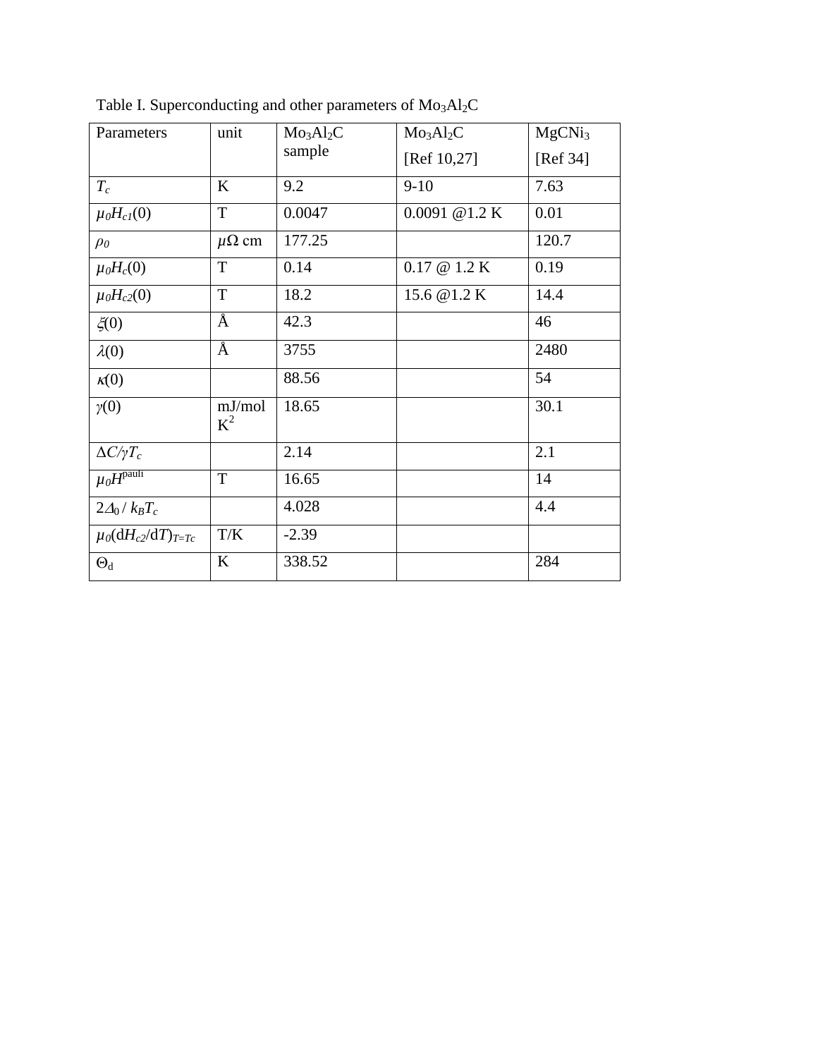Table I. Superconducting and other parameters of $Mo_3Al_2C$

| Parameters | unit | $Mo_3Al_2C$ sample | $Mo_3Al_2C$ [Ref 10,27] | $MgCNi_3$ [Ref 34] |
|---|---|---|---|---|
| $T_c$ | K | 9.2 | 9-10 | 7.63 |
| $\mu_0 H_{c1}(0)$ | T | 0.0047 | 0.0091 @1.2 K | 0.01 |
| $\rho_0$ | $\mu\Omega$ cm | 177.25 | | 120.7 |
| $\mu_0 H_c(0)$ | T | 0.14 | 0.17 @ 1.2 K | 0.19 |
| $\mu_0 H_{c2}(0)$ | T | 18.2 | 15.6 @1.2 K | 14.4 |
| $\xi(0)$ | Å | 42.3 | | 46 |
| $\lambda(0)$ | Å | 3755 | | 2480 |
| $\kappa(0)$ | | 88.56 | | 54 |
| $\gamma(0)$ | mJ/mol $K^2$ | 18.65 | | 30.1 |
| $\Delta C/\gamma T_c$ | | 2.14 | | 2.1 |
| $\mu_0 H^{pauli}$ | T | 16.65 | | 14 |
| $2\Delta_0 / k_B T_c$ | | 4.028 | | 4.4 |
| $\mu_0(dH_{c2}/dT)_{T=Tc}$ | T/K | -2.39 | | |
| $\Theta_d$ | K | 338.52 | | 284 |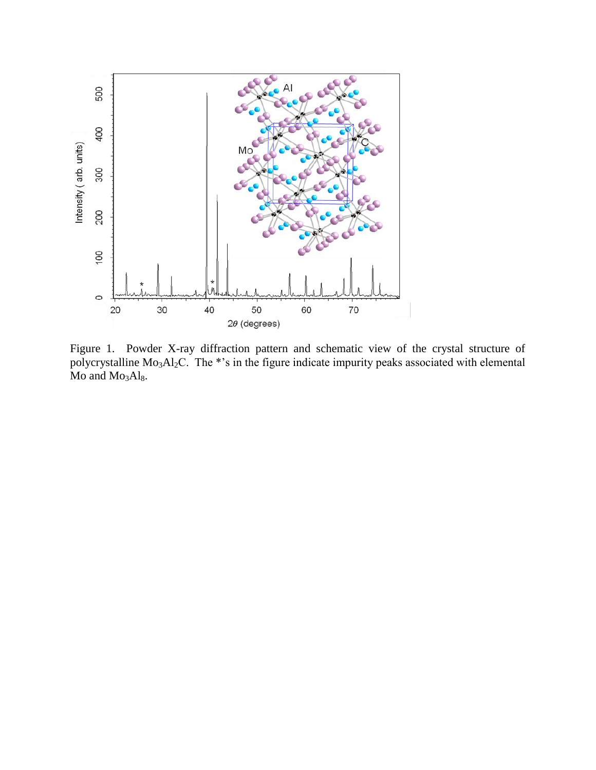Figure 1. Powder X-ray diffraction pattern and schematic view of the crystal structure of polycrystalline $Mo_3Al_2C$. The *'s in the figure indicate impurity peaks associated with elemental Mo and $Mo_3Al_8$.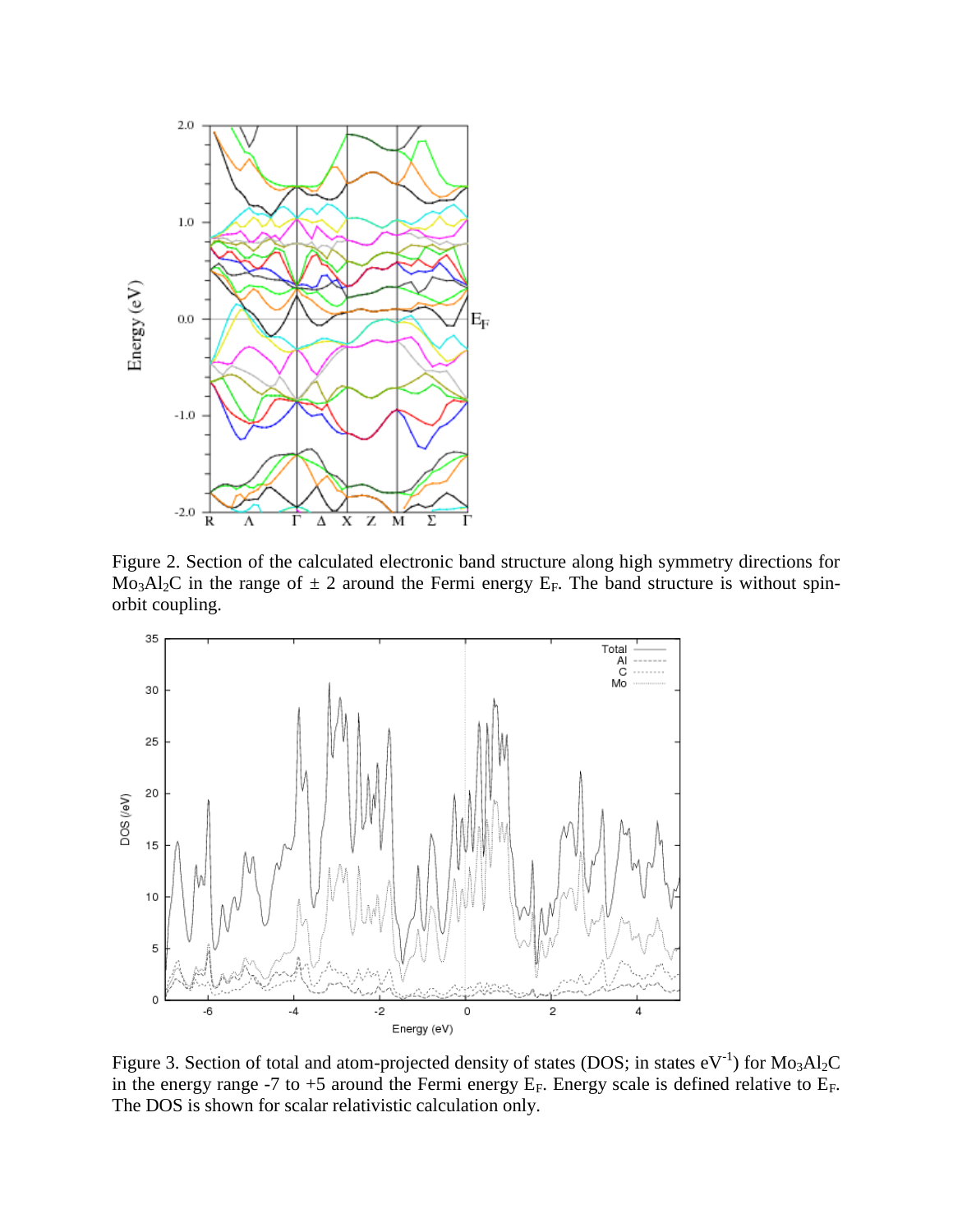Figure 2. Section of the calculated electronic band structure along high symmetry directions for $Mo_3Al_2C$ in the range of ± 2 around the Fermi energy $E_F$. The band structure is without spin-orbit coupling.

Figure 3. Section of total and atom-projected density of states (DOS; in states $eV^{-1}$) for $Mo_3Al_2C$ in the energy range -7 to +5 around the Fermi energy $E_F$. Energy scale is defined relative to $E_F$. The DOS is shown for scalar relativistic calculation only.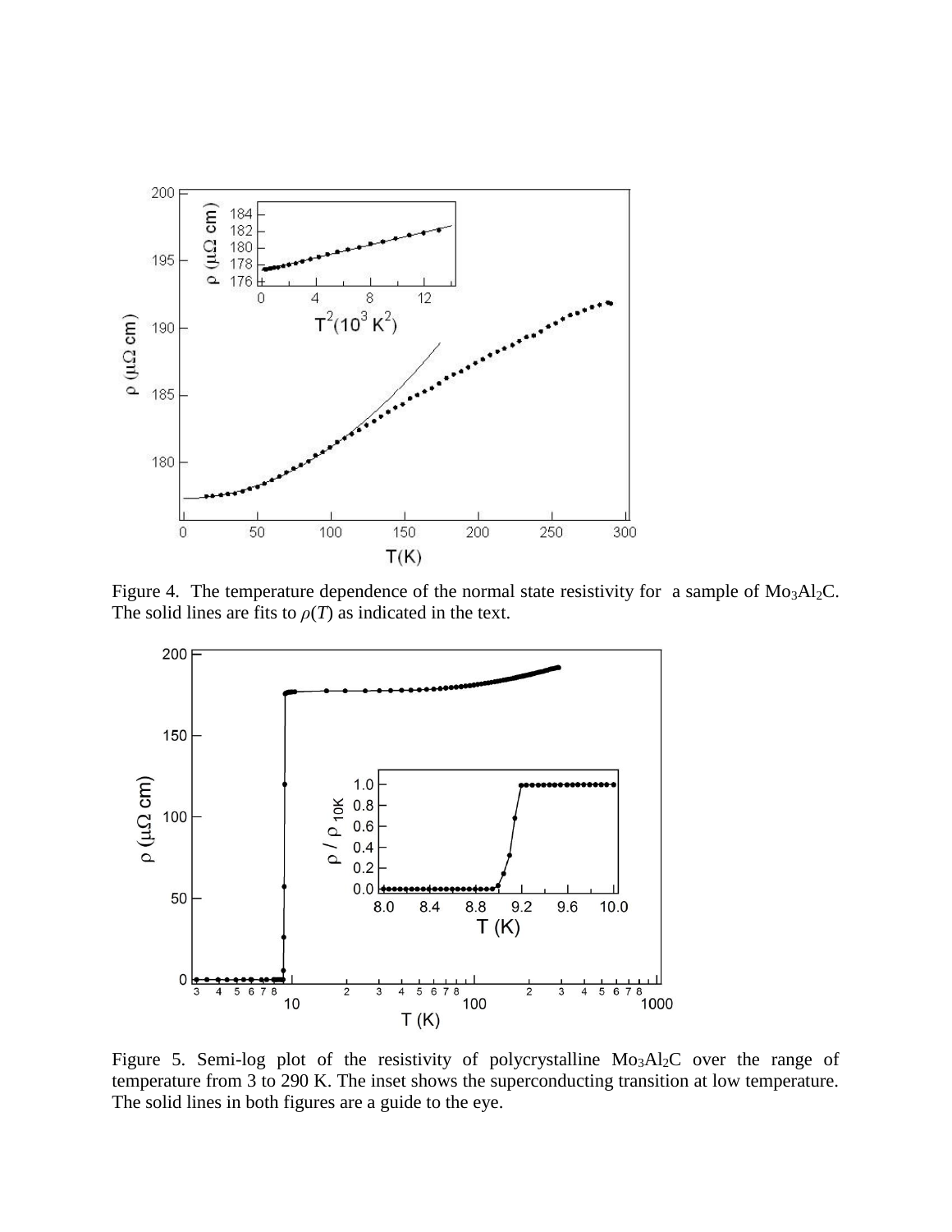Figure 4. The temperature dependence of the normal state resistivity for a sample of $Mo_3Al_2C$. The solid lines are fits to $\rho(T)$ as indicated in the text.

Figure 5. Semi-log plot of the resistivity of polycrystalline $Mo_3Al_2C$ over the range of temperature from 3 to 290 K. The inset shows the superconducting transition at low temperature. The solid lines in both figures are a guide to the eye.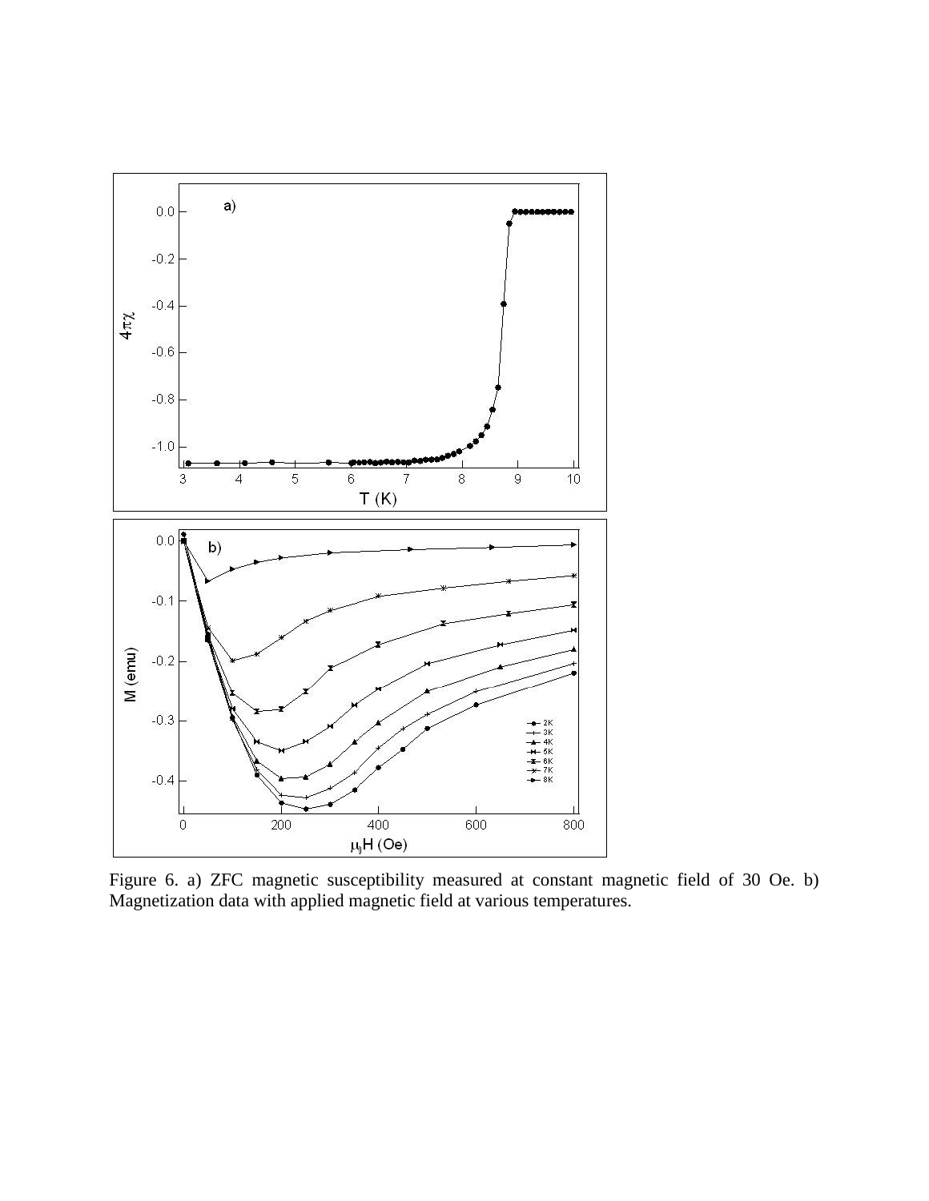Figure 6. a) ZFC magnetic susceptibility measured at constant magnetic field of 30 Oe. b) Magnetization data with applied magnetic field at various temperatures.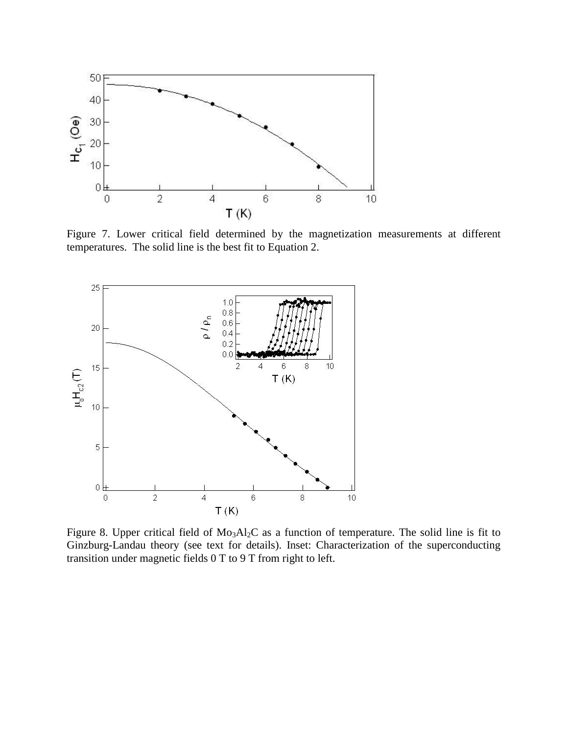Figure 7. Lower critical field determined by the magnetization measurements at different temperatures. The solid line is the best fit to Equation 2.

Figure 8. Upper critical field of $Mo_3Al_2C$ as a function of temperature. The solid line is fit to Ginzburg-Landau theory (see text for details). Inset: Characterization of the superconducting transition under magnetic fields 0 T to 9 T from right to left.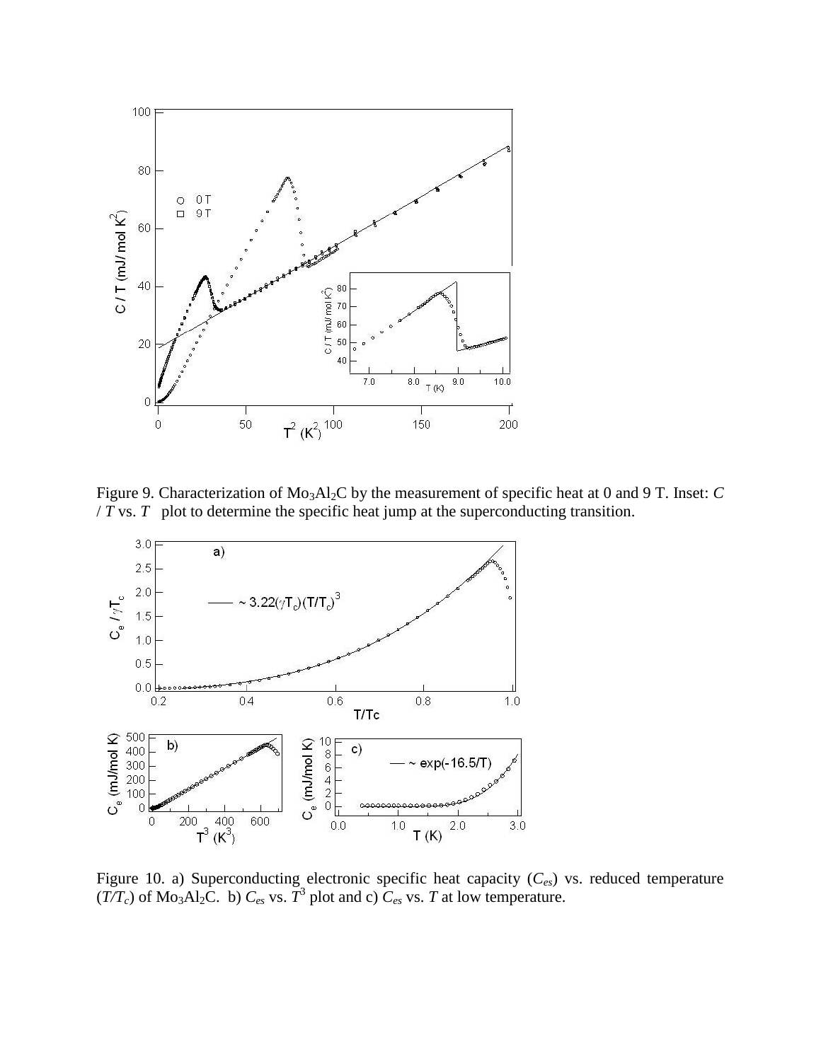100
80
60
40
20
0
C / T (mJ/ mol K$^2$)
0 T
9 T
0
50
100
150
200
$T^2$ ($K^2$)
80
70
60
50
40
C / T (mJ/ mol K$^2$)
7.0
8.0
9.0
10.0
T (K)

Figure 9. Characterization of $Mo_3Al_2C$ by the measurement of specific heat at 0 and 9 T. Inset: *C* / *T* vs. *T* plot to determine the specific heat jump at the superconducting transition.

a)
3.0
2.5
2.0
1.5
1.0
0.5
0.0
$C_e$ / $\gamma T_c$
~ 3.22($\gamma T_c$)($T/T_c$)$^3$
0.2
0.4
0.6
0.8
1.0
T/Tc

b)
500
400
300
200
100
0
$C_e$ (mJ/mol K)
0
200
400
600
$T^3$ ($K^3$)

c)
10
8
6
4
2
0
$C_e$ (mJ/mol K)
~ exp(-16.5/T)
0.0
1.0
2.0
3.0
T (K)

Figure 10. a) Superconducting electronic specific heat capacity ($C_{es}$) vs. reduced temperature ($T/T_c$) of $Mo_3Al_2C$. b) $C_{es}$ vs. $T^3$ plot and c) $C_{es}$ vs. *T* at low temperature.